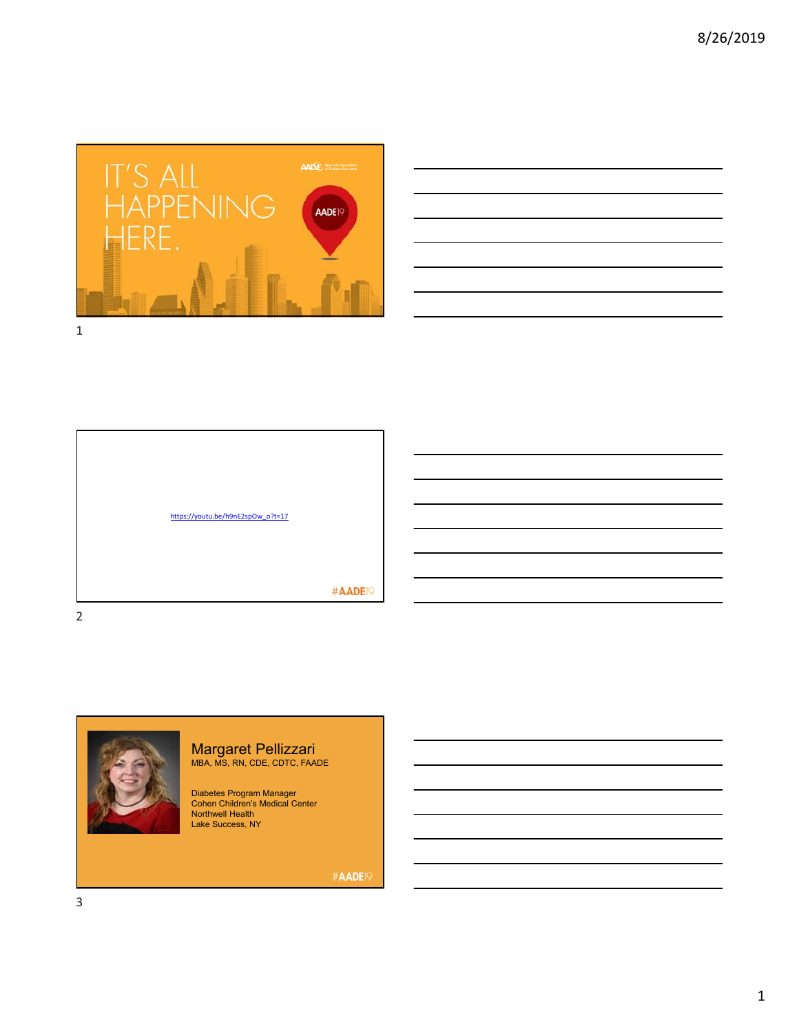IT'S ALL HAPPENING HERE.

AADE19

https://youtu.be/h9nE2spOw_o?t=17

#AADE19

## Margaret Pellizzari

MBA, MS, RN, CDE, CDTC, FAADE

Diabetes Program Manager
Cohen Children's Medical Center
Northwell Health
Lake Success, NY

#AADE19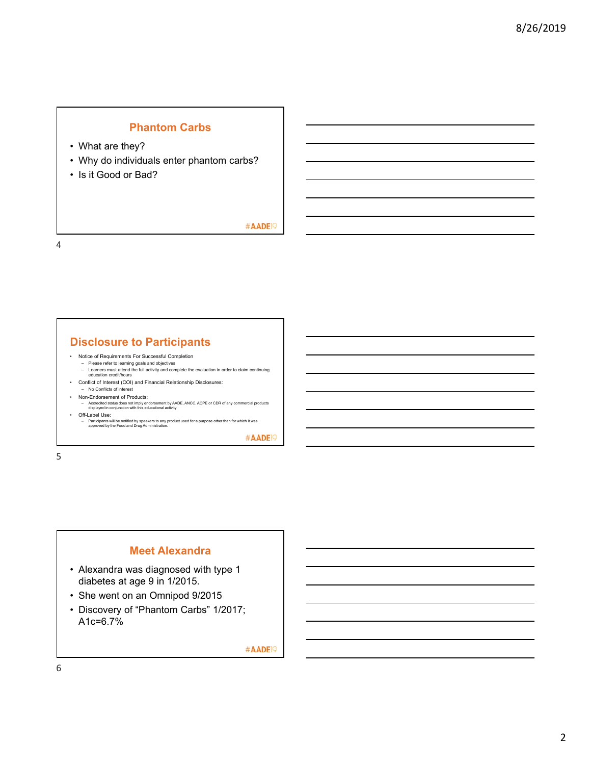## Phantom Carbs

- What are they?
- Why do individuals enter phantom carbs?
- Is it Good or Bad?

#AADE19

## Disclosure to Participants

- Notice of Requirements For Successful Completion
  - Please refer to learning goals and objectives
  - Learners must attend the full activity and complete the evaluation in order to claim continuing education credit/hours
- Conflict of Interest (COI) and Financial Relationship Disclosures:
  - No Conflicts of interest
- Non-Endorsement of Products:
  - Accredited status does not imply endorsement by AADE, ANCC, ACPE or CDR of any commercial products displayed in conjunction with this educational activity
- Off-Label Use:
  - Participants will be notified by speakers to any product used for a purpose other than for which it was approved by the Food and Drug Administration.

#AADE19

## Meet Alexandra

- Alexandra was diagnosed with type 1 diabetes at age 9 in 1/2015.
- She went on an Omnipod 9/2015
- Discovery of "Phantom Carbs" 1/2017; A1c=6.7%

#AADE19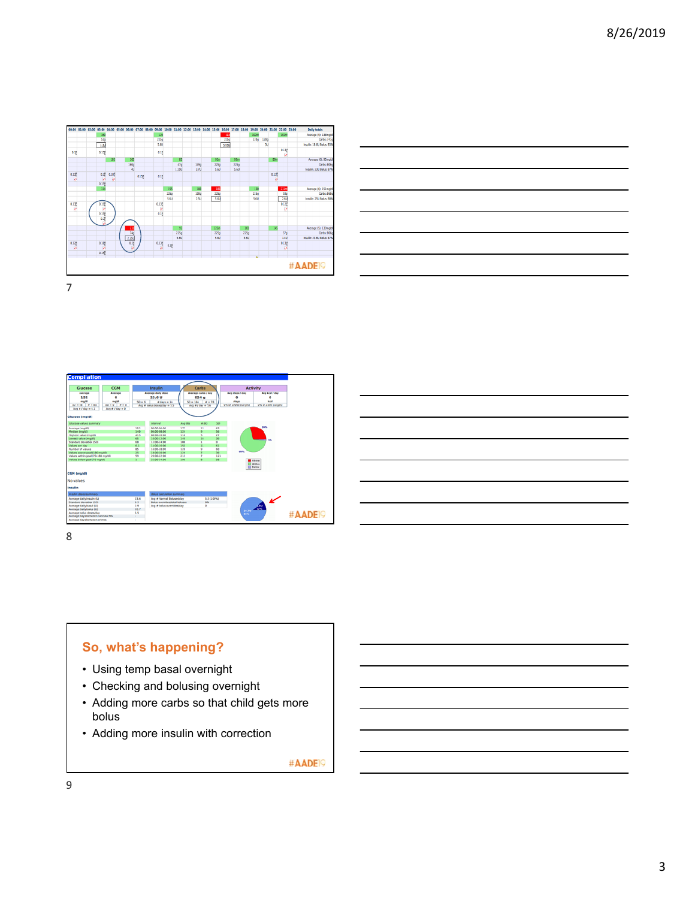So, what's happening?

- Using temp basal overnight
- Checking and bolusing overnight
- Adding more carbs so that child gets more bolus
- Adding more insulin with correction

#AADE19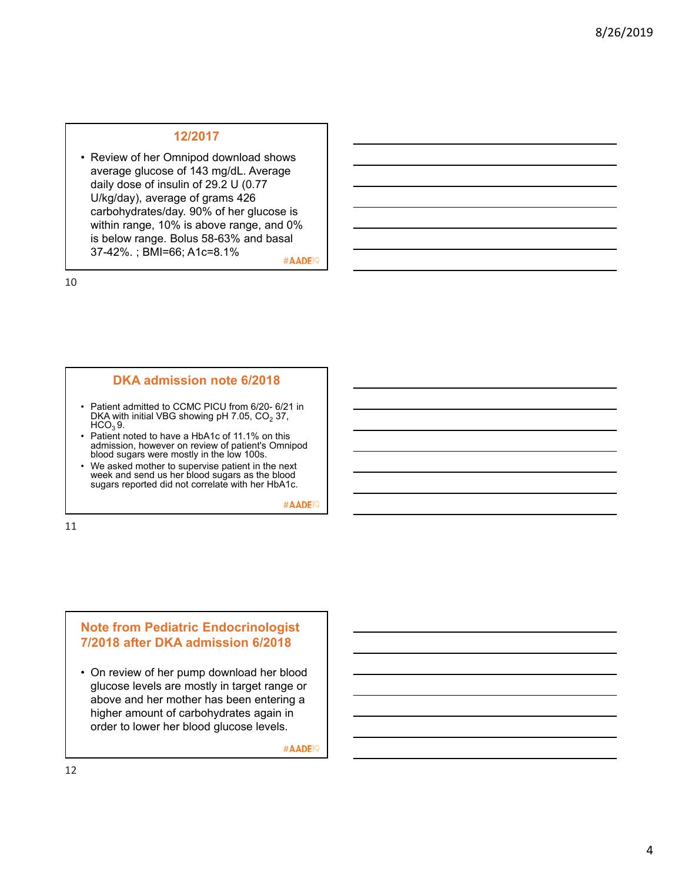## 12/2017

- Review of her Omnipod download shows average glucose of 143 mg/dL. Average daily dose of insulin of 29.2 U (0.77 U/kg/day), average of grams 426 carbohydrates/day. 90% of her glucose is within range, 10% is above range, and 0% is below range. Bolus 58-63% and basal 37-42%. ; BMI=66; A1c=8.1%

#AADE19

## DKA admission note 6/2018

- Patient admitted to CCMC PICU from 6/20- 6/21 in DKA with initial VBG showing pH 7.05, $CO_2$ 37, $HCO_3$ 9.
- Patient noted to have a HbA1c of 11.1% on this admission, however on review of patient's Omnipod blood sugars were mostly in the low 100s.
- We asked mother to supervise patient in the next week and send us her blood sugars as the blood sugars reported did not correlate with her HbA1c.

#AADE19

## Note from Pediatric Endocrinologist 7/2018 after DKA admission 6/2018

- On review of her pump download her blood glucose levels are mostly in target range or above and her mother has been entering a higher amount of carbohydrates again in order to lower her blood glucose levels.

#AADE19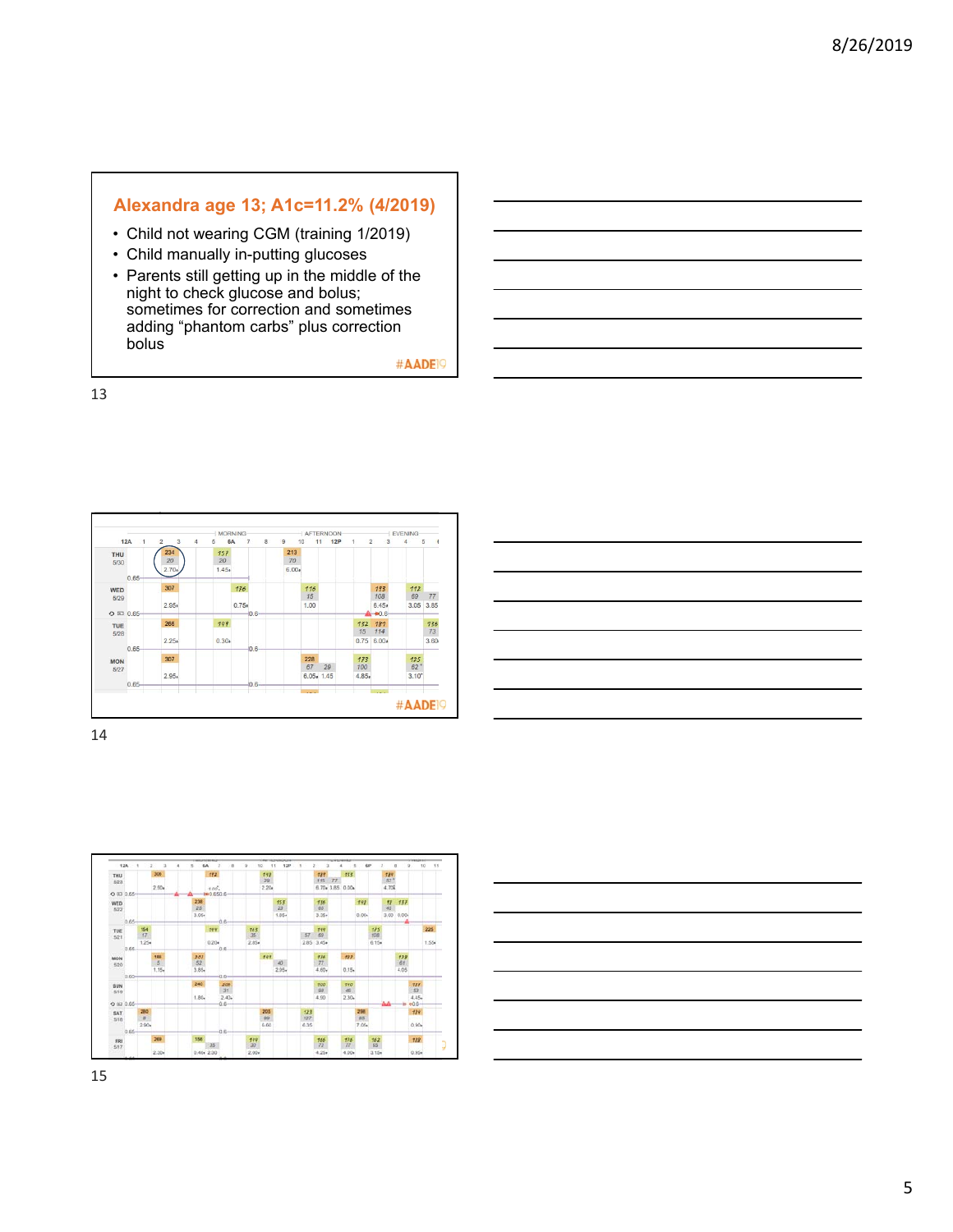## Alexandra age 13; A1c=11.2% (4/2019)

- Child not wearing CGM (training 1/2019)
- Child manually in-putting glucoses
- Parents still getting up in the middle of the night to check glucose and bolus; sometimes for correction and sometimes adding "phantom carbs" plus correction bolus

#AADE19

#AADE19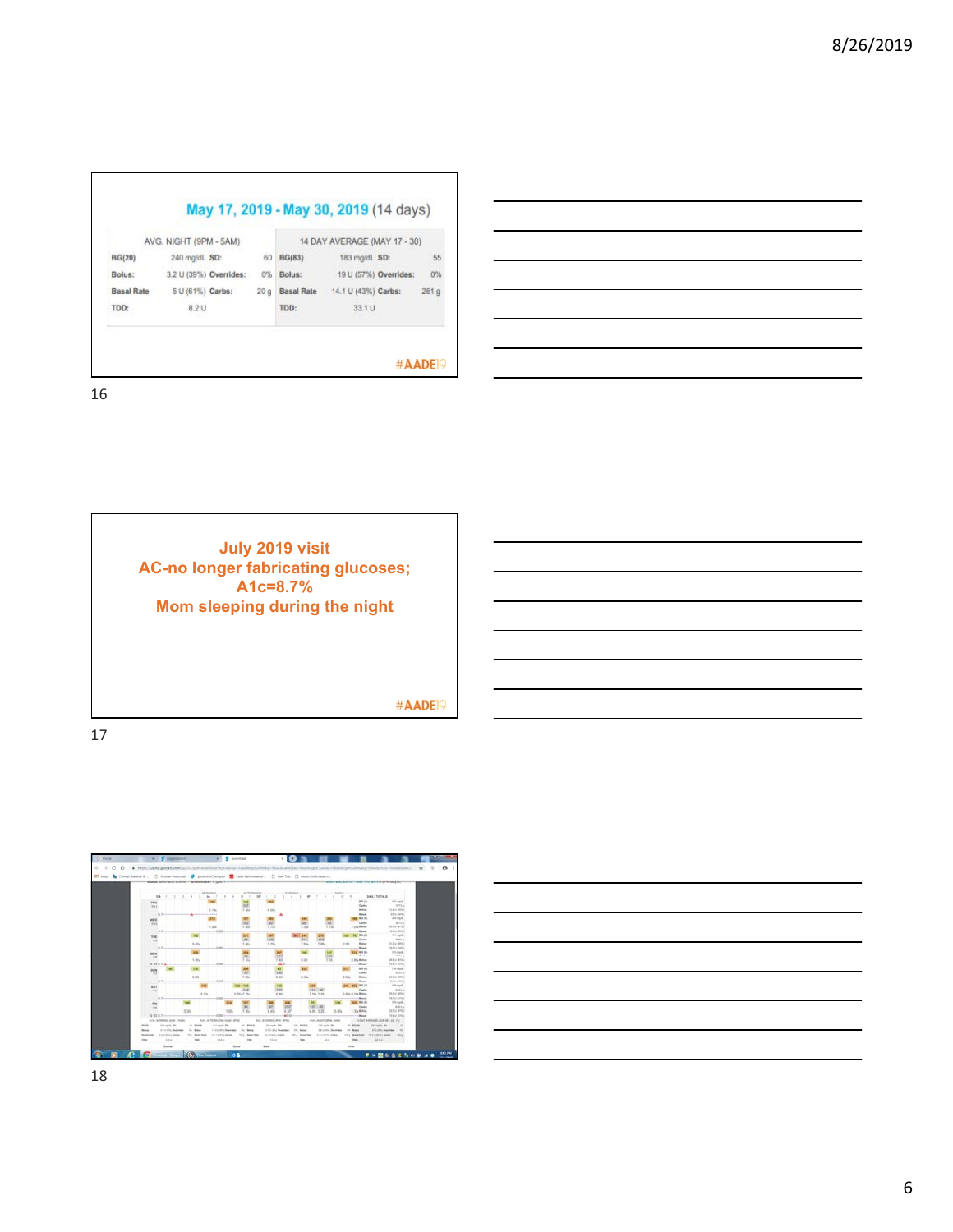## May 17, 2019 - May 30, 2019 (14 days)

| AVG. NIGHT (9PM - 5AM) | | | | 14 DAY AVERAGE (MAY 17 - 30) | | | |
|---|---|---|---|---|---|---|---|
| BG(20) | 240 mg/dL | SD: | 60 | BG(83) | 183 mg/dL | SD: | 55 |
| Bolus: | 3.2 U (39%) | Overrides: | 0% | Bolus: | 19 U (57%) | Overrides: | 0% |
| Basal Rate | 5 U (61%) | Carbs: | 20 g | Basal Rate | 14.1 U (43%) | Carbs: | 261 g |
| TDD: | 8.2 U | | | TDD: | 33.1 U | | |

#AADE19

---

## July 2019 visit

**AC-no longer fabricating glucoses;**

**A1c=8.7%**

**Mom sleeping during the night**

#AADE19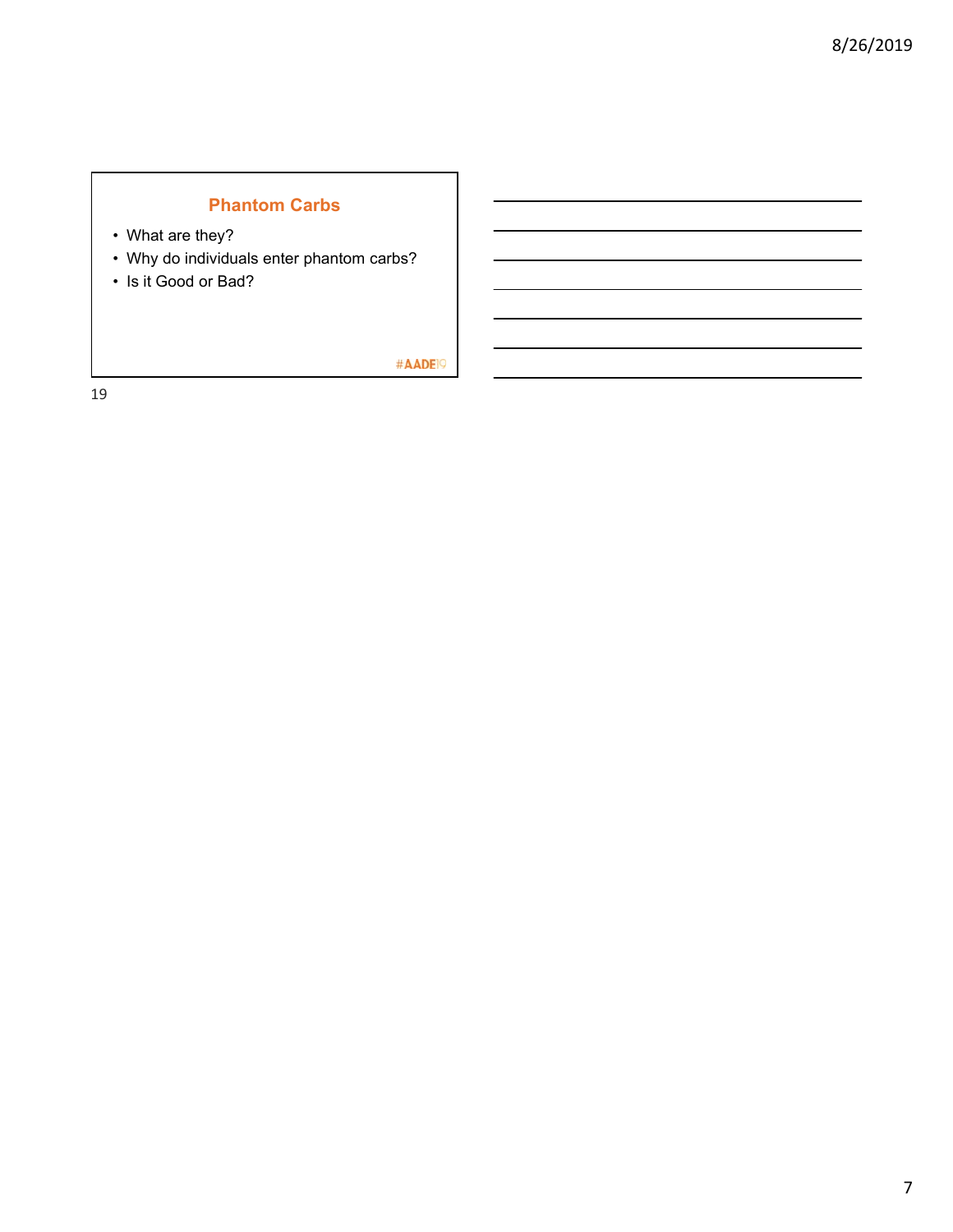## Phantom Carbs

- What are they?
- Why do individuals enter phantom carbs?
- Is it Good or Bad?

#AADE19